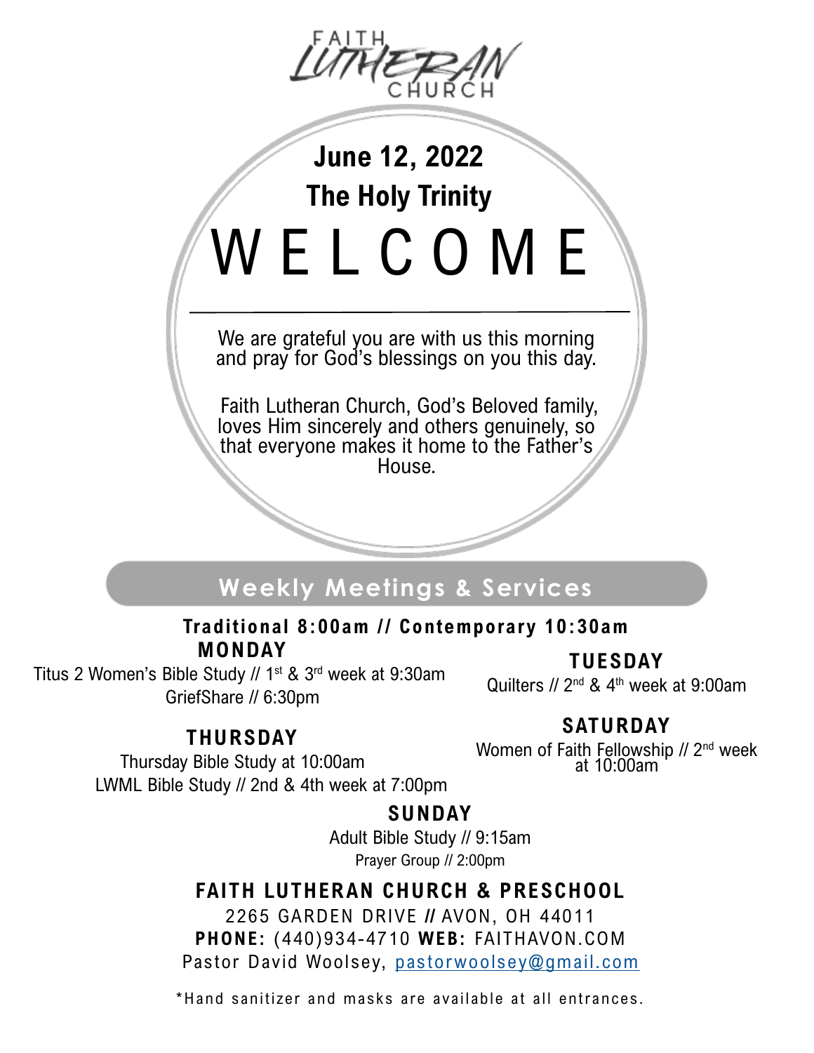FAITH LUTHERAN CHURCH

# June 12, 2022

## The Holy Trinity

# WELCOME

We are grateful you are with us this morning and pray for God's blessings on you this day.

Faith Lutheran Church, God's Beloved family, loves Him sincerely and others genuinely, so that everyone makes it home to the Father's House.

## Weekly Meetings & Services

**Traditional 8:00am // Contemporary 10:30am**

### MONDAY

Titus 2 Women's Bible Study // 1st & 3rd week at 9:30am
GriefShare // 6:30pm

### TUESDAY

Quilters // 2nd & 4th week at 9:00am

### THURSDAY

Thursday Bible Study at 10:00am
LWML Bible Study // 2nd & 4th week at 7:00pm

### SATURDAY

Women of Faith Fellowship // 2nd week at 10:00am

### SUNDAY

Adult Bible Study // 9:15am
Prayer Group // 2:00pm

### FAITH LUTHERAN CHURCH & PRESCHOOL

2265 GARDEN DRIVE // AVON, OH 44011
**PHONE:** (440)934-4710 **WEB:** FAITHAVON.COM
Pastor David Woolsey, pastorwoolsey@gmail.com

*Hand sanitizer and masks are available at all entrances.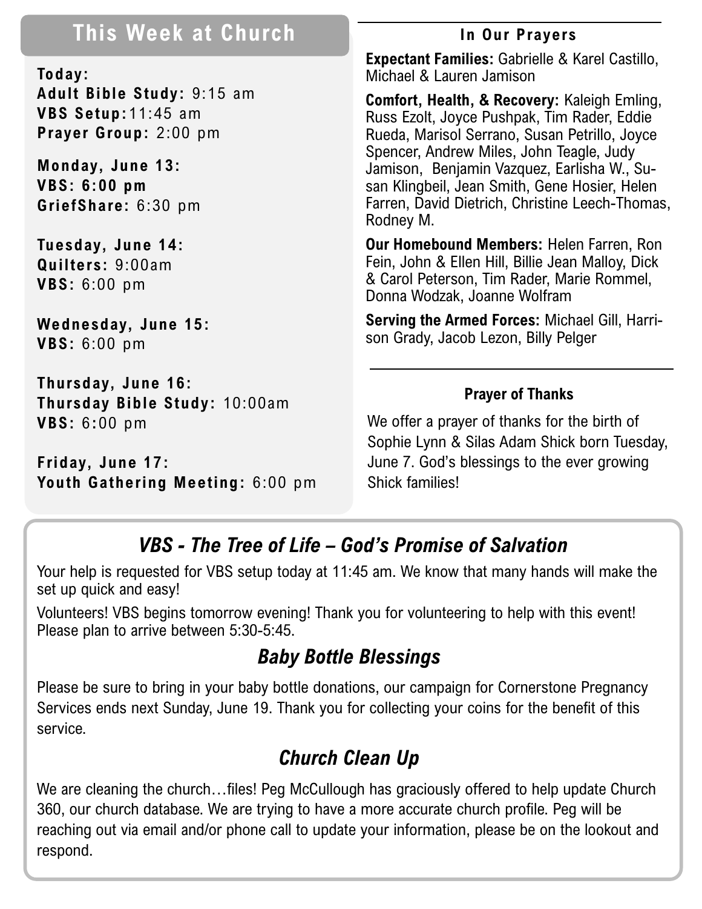## This Week at Church

**Today:**
**Adult Bible Study:** 9:15 am
**VBS Setup:**11:45 am
**Prayer Group:** 2:00 pm

**Monday, June 13:**
**VBS: 6:00 pm**
**GriefShare:** 6:30 pm

**Tuesday, June 14:**
**Quilters:** 9:00am
**VBS:** 6:00 pm

**Wednesday, June 15:**
**VBS:** 6:00 pm

**Thursday, June 16:**
**Thursday Bible Study:** 10:00am
**VBS:** 6:00 pm

**Friday, June 17:**
**Youth Gathering Meeting:** 6:00 pm

### In Our Prayers

**Expectant Families:** Gabrielle & Karel Castillo, Michael & Lauren Jamison

**Comfort, Health, & Recovery:** Kaleigh Emling, Russ Ezolt, Joyce Pushpak, Tim Rader, Eddie Rueda, Marisol Serrano, Susan Petrillo, Joyce Spencer, Andrew Miles, John Teagle, Judy Jamison, Benjamin Vazquez, Earlisha W., Susan Klingbeil, Jean Smith, Gene Hosier, Helen Farren, David Dietrich, Christine Leech-Thomas, Rodney M.

**Our Homebound Members:** Helen Farren, Ron Fein, John & Ellen Hill, Billie Jean Malloy, Dick & Carol Peterson, Tim Rader, Marie Rommel, Donna Wodzak, Joanne Wolfram

**Serving the Armed Forces:** Michael Gill, Harrison Grady, Jacob Lezon, Billy Pelger

### Prayer of Thanks

We offer a prayer of thanks for the birth of Sophie Lynn & Silas Adam Shick born Tuesday, June 7. God's blessings to the ever growing Shick families!

## *VBS - The Tree of Life – God's Promise of Salvation*

Your help is requested for VBS setup today at 11:45 am. We know that many hands will make the set up quick and easy!

Volunteers! VBS begins tomorrow evening! Thank you for volunteering to help with this event! Please plan to arrive between 5:30-5:45.

## *Baby Bottle Blessings*

Please be sure to bring in your baby bottle donations, our campaign for Cornerstone Pregnancy Services ends next Sunday, June 19. Thank you for collecting your coins for the benefit of this service.

## *Church Clean Up*

We are cleaning the church…files! Peg McCullough has graciously offered to help update Church 360, our church database. We are trying to have a more accurate church profile. Peg will be reaching out via email and/or phone call to update your information, please be on the lookout and respond.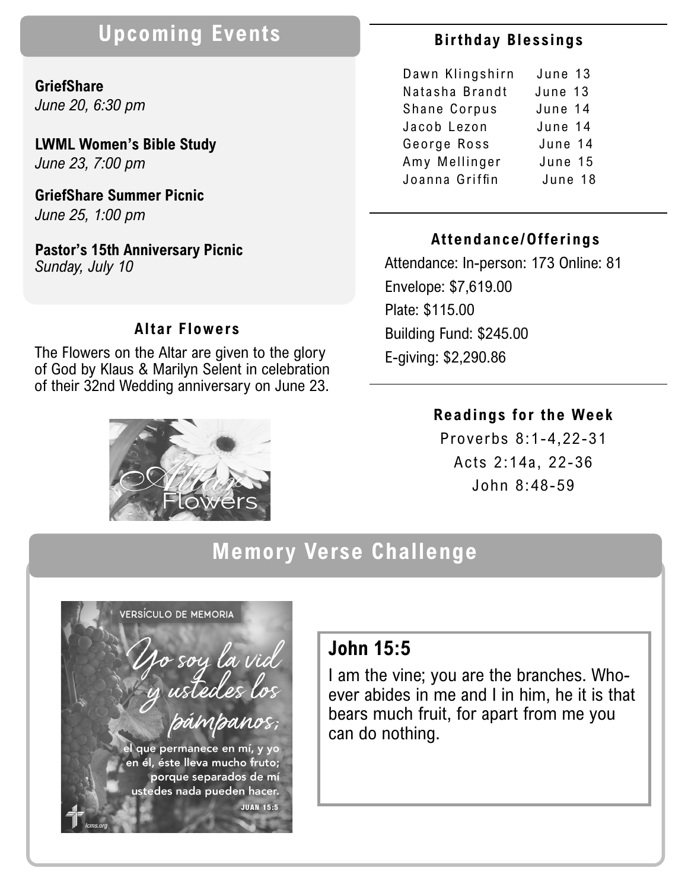## Upcoming Events

**GriefShare**
*June 20, 6:30 pm*

**LWML Women's Bible Study**
*June 23, 7:00 pm*

**GriefShare Summer Picnic**
*June 25, 1:00 pm*

**Pastor's 15th Anniversary Picnic**
*Sunday, July 10*

### Altar Flowers

The Flowers on the Altar are given to the glory of God by Klaus & Marilyn Selent in celebration of their 32nd Wedding anniversary on June 23.

### Birthday Blessings

| | |
|---|---|
| Dawn Klingshirn | June 13 |
| Natasha Brandt | June 13 |
| Shane Corpus | June 14 |
| Jacob Lezon | June 14 |
| George Ross | June 14 |
| Amy Mellinger | June 15 |
| Joanna Griffin | June 18 |

### Attendance/Offerings

Attendance: In-person: 173 Online: 81

Envelope: $7,619.00

Plate: $115.00

Building Fund: $245.00

E-giving: $2,290.86

### Readings for the Week

Proverbs 8:1-4,22-31

Acts 2:14a, 22-36

John 8:48-59

## Memory Verse Challenge

VERSÍCULO DE MEMORIA

*Yo soy la vid y ustedes los pámpanos;* el que permanece en mí, y yo en él, éste lleva mucho fruto; porque separados de mí ustedes nada pueden hacer.

JUAN 15:5

lcms.org

### John 15:5

I am the vine; you are the branches. Whoever abides in me and I in him, he it is that bears much fruit, for apart from me you can do nothing.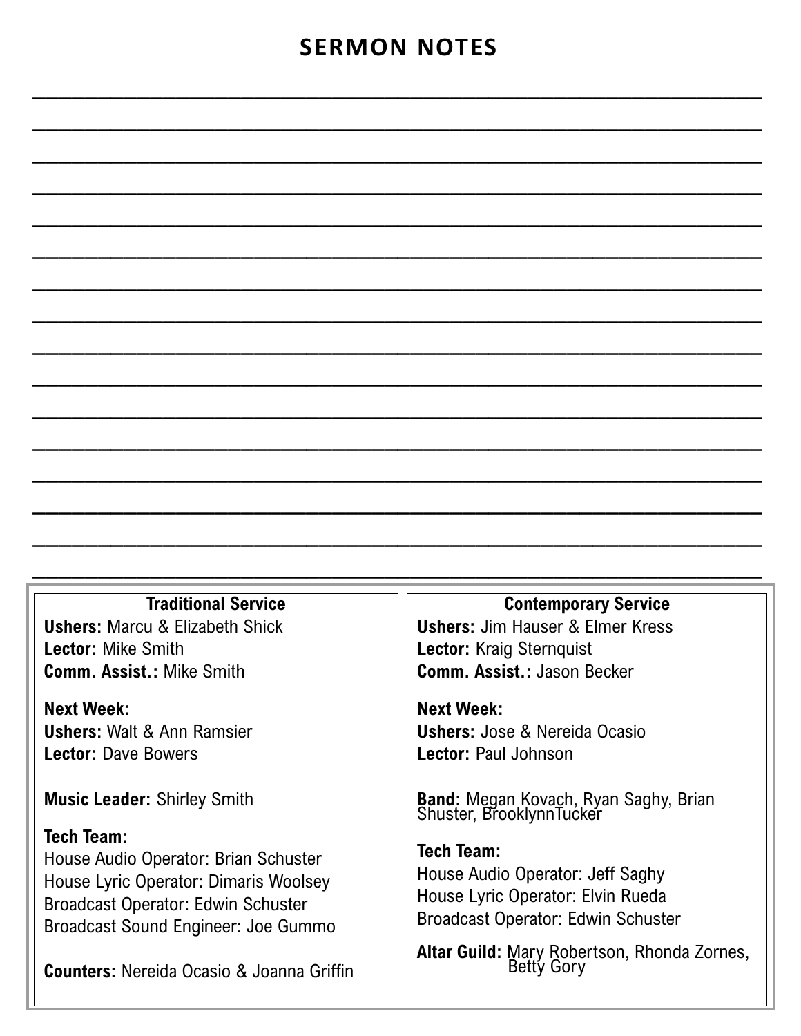# SERMON NOTES

________________________________________________________________________

________________________________________________________________________

________________________________________________________________________

________________________________________________________________________

________________________________________________________________________

________________________________________________________________________

________________________________________________________________________

________________________________________________________________________

________________________________________________________________________

________________________________________________________________________

________________________________________________________________________

________________________________________________________________________

________________________________________________________________________

________________________________________________________________________

________________________________________________________________________

________________________________________________________________________

**Traditional Service**

**Ushers:** Marcu & Elizabeth Shick
**Lector:** Mike Smith
**Comm. Assist.:** Mike Smith

**Next Week:**
**Ushers:** Walt & Ann Ramsier
**Lector:** Dave Bowers

**Music Leader:** Shirley Smith

**Tech Team:**
House Audio Operator: Brian Schuster
House Lyric Operator: Dimaris Woolsey
Broadcast Operator: Edwin Schuster
Broadcast Sound Engineer: Joe Gummo

**Counters:** Nereida Ocasio & Joanna Griffin

**Contemporary Service**

**Ushers:** Jim Hauser & Elmer Kress
**Lector:** Kraig Sternquist
**Comm. Assist.:** Jason Becker

**Next Week:**
**Ushers:** Jose & Nereida Ocasio
**Lector:** Paul Johnson

**Band:** Megan Kovach, Ryan Saghy, Brian Shuster, BrooklynnTucker

**Tech Team:**
House Audio Operator: Jeff Saghy
House Lyric Operator: Elvin Rueda
Broadcast Operator: Edwin Schuster

**Altar Guild:** Mary Robertson, Rhonda Zornes, Betty Gory